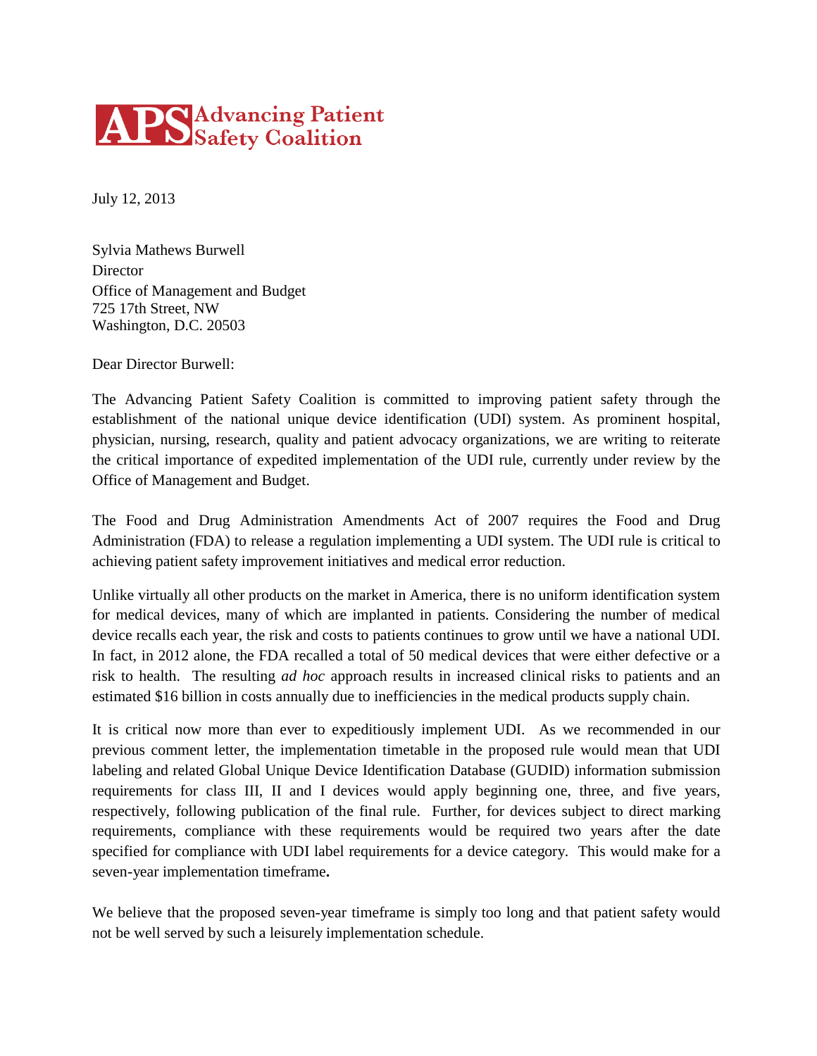**APS Advancing Patient Safety Coalition**

July 12, 2013

Sylvia Mathews Burwell
Director
Office of Management and Budget
725 17th Street, NW
Washington, D.C. 20503

Dear Director Burwell:

The Advancing Patient Safety Coalition is committed to improving patient safety through the establishment of the national unique device identification (UDI) system. As prominent hospital, physician, nursing, research, quality and patient advocacy organizations, we are writing to reiterate the critical importance of expedited implementation of the UDI rule, currently under review by the Office of Management and Budget.

The Food and Drug Administration Amendments Act of 2007 requires the Food and Drug Administration (FDA) to release a regulation implementing a UDI system. The UDI rule is critical to achieving patient safety improvement initiatives and medical error reduction.

Unlike virtually all other products on the market in America, there is no uniform identification system for medical devices, many of which are implanted in patients. Considering the number of medical device recalls each year, the risk and costs to patients continues to grow until we have a national UDI. In fact, in 2012 alone, the FDA recalled a total of 50 medical devices that were either defective or a risk to health. The resulting *ad hoc* approach results in increased clinical risks to patients and an estimated $16 billion in costs annually due to inefficiencies in the medical products supply chain.

It is critical now more than ever to expeditiously implement UDI. As we recommended in our previous comment letter, the implementation timetable in the proposed rule would mean that UDI labeling and related Global Unique Device Identification Database (GUDID) information submission requirements for class III, II and I devices would apply beginning one, three, and five years, respectively, following publication of the final rule. Further, for devices subject to direct marking requirements, compliance with these requirements would be required two years after the date specified for compliance with UDI label requirements for a device category. This would make for a seven-year implementation timeframe**.**

We believe that the proposed seven-year timeframe is simply too long and that patient safety would not be well served by such a leisurely implementation schedule.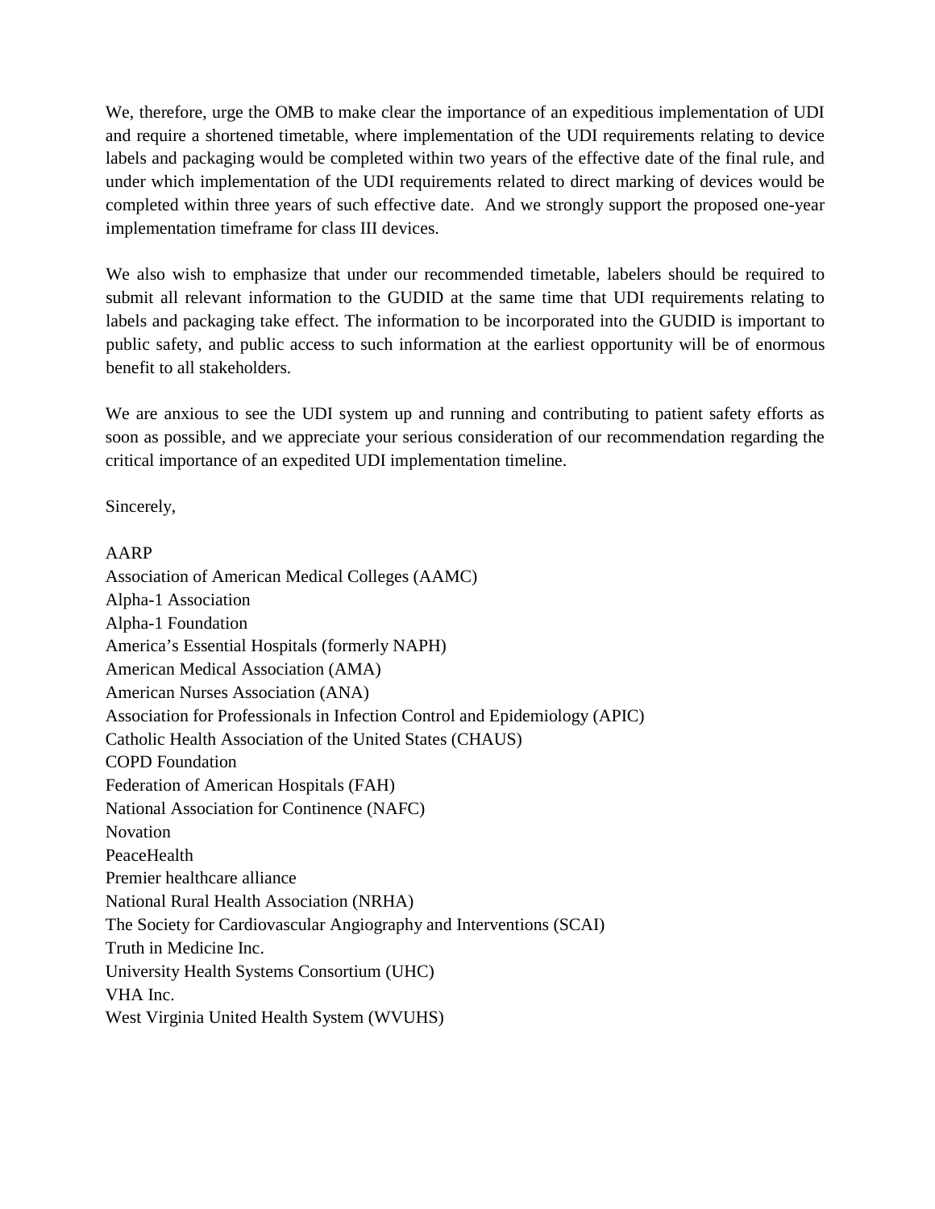We, therefore, urge the OMB to make clear the importance of an expeditious implementation of UDI and require a shortened timetable, where implementation of the UDI requirements relating to device labels and packaging would be completed within two years of the effective date of the final rule, and under which implementation of the UDI requirements related to direct marking of devices would be completed within three years of such effective date. And we strongly support the proposed one-year implementation timeframe for class III devices.

We also wish to emphasize that under our recommended timetable, labelers should be required to submit all relevant information to the GUDID at the same time that UDI requirements relating to labels and packaging take effect. The information to be incorporated into the GUDID is important to public safety, and public access to such information at the earliest opportunity will be of enormous benefit to all stakeholders.

We are anxious to see the UDI system up and running and contributing to patient safety efforts as soon as possible, and we appreciate your serious consideration of our recommendation regarding the critical importance of an expedited UDI implementation timeline.

Sincerely,

AARP
Association of American Medical Colleges (AAMC)
Alpha-1 Association
Alpha-1 Foundation
America's Essential Hospitals (formerly NAPH)
American Medical Association (AMA)
American Nurses Association (ANA)
Association for Professionals in Infection Control and Epidemiology (APIC)
Catholic Health Association of the United States (CHAUS)
COPD Foundation
Federation of American Hospitals (FAH)
National Association for Continence (NAFC)
Novation
PeaceHealth
Premier healthcare alliance
National Rural Health Association (NRHA)
The Society for Cardiovascular Angiography and Interventions (SCAI)
Truth in Medicine Inc.
University Health Systems Consortium (UHC)
VHA Inc.
West Virginia United Health System (WVUHS)